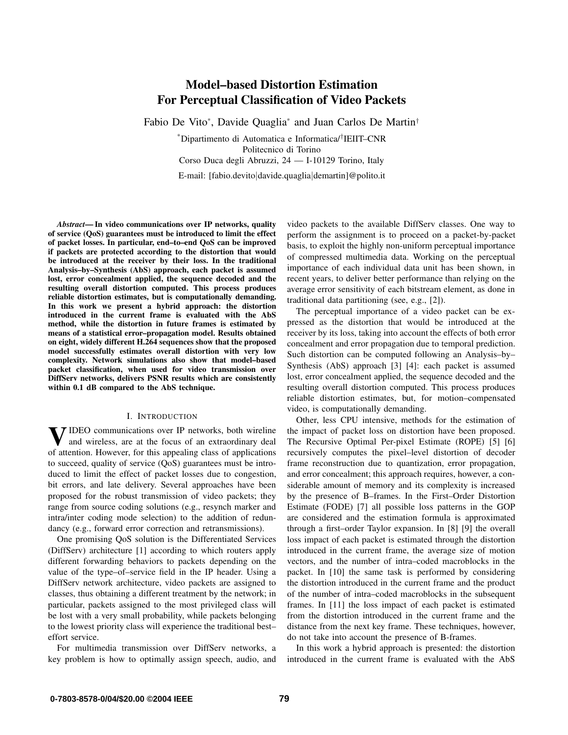# Model–based Distortion Estimation For Perceptual Classification of Video Packets

Fabio De Vito*, Davide Quaglia* and Juan Carlos De Martin†

*Dipartimento di Automatica e Informatica/†IEIIT–CNR
Politecnico di Torino
Corso Duca degli Abruzzi, 24 — I-10129 Torino, Italy
E-mail: [fabio.devito|davide.quaglia|demartin]@polito.it

***Abstract*— In video communications over IP networks, quality of service (QoS) guarantees must be introduced to limit the effect of packet losses. In particular, end–to–end QoS can be improved if packets are protected according to the distortion that would be introduced at the receiver by their loss. In the traditional Analysis–by–Synthesis (AbS) approach, each packet is assumed lost, error concealment applied, the sequence decoded and the resulting overall distortion computed. This process produces reliable distortion estimates, but is computationally demanding. In this work we present a hybrid approach: the distortion introduced in the current frame is evaluated with the AbS method, while the distortion in future frames is estimated by means of a statistical error–propagation model. Results obtained on eight, widely different H.264 sequences show that the proposed model successfully estimates overall distortion with very low complexity. Network simulations also show that model–based packet classification, when used for video transmission over DiffServ networks, delivers PSNR results which are consistently within 0.1 dB compared to the AbS technique.**

## I. Introduction

Video communications over IP networks, both wireline and wireless, are at the focus of an extraordinary deal of attention. However, for this appealing class of applications to succeed, quality of service (QoS) guarantees must be introduced to limit the effect of packet losses due to congestion, bit errors, and late delivery. Several approaches have been proposed for the robust transmission of video packets; they range from source coding solutions (e.g., resynch marker and intra/inter coding mode selection) to the addition of redundancy (e.g., forward error correction and retransmissions).

One promising QoS solution is the Differentiated Services (DiffServ) architecture [1] according to which routers apply different forwarding behaviors to packets depending on the value of the type–of–service field in the IP header. Using a DiffServ network architecture, video packets are assigned to classes, thus obtaining a different treatment by the network; in particular, packets assigned to the most privileged class will be lost with a very small probability, while packets belonging to the lowest priority class will experience the traditional best–effort service.

For multimedia transmission over DiffServ networks, a key problem is how to optimally assign speech, audio, and video packets to the available DiffServ classes. One way to perform the assignment is to proceed on a packet-by-packet basis, to exploit the highly non-uniform perceptual importance of compressed multimedia data. Working on the perceptual importance of each individual data unit has been shown, in recent years, to deliver better performance than relying on the average error sensitivity of each bitstream element, as done in traditional data partitioning (see, e.g., [2]).

The perceptual importance of a video packet can be expressed as the distortion that would be introduced at the receiver by its loss, taking into account the effects of both error concealment and error propagation due to temporal prediction. Such distortion can be computed following an Analysis–by–Synthesis (AbS) approach [3] [4]: each packet is assumed lost, error concealment applied, the sequence decoded and the resulting overall distortion computed. This process produces reliable distortion estimates, but, for motion–compensated video, is computationally demanding.

Other, less CPU intensive, methods for the estimation of the impact of packet loss on distortion have been proposed. The Recursive Optimal Per-pixel Estimate (ROPE) [5] [6] recursively computes the pixel–level distortion of decoder frame reconstruction due to quantization, error propagation, and error concealment; this approach requires, however, a considerable amount of memory and its complexity is increased by the presence of B–frames. In the First–Order Distortion Estimate (FODE) [7] all possible loss patterns in the GOP are considered and the estimation formula is approximated through a first–order Taylor expansion. In [8] [9] the overall loss impact of each packet is estimated through the distortion introduced in the current frame, the average size of motion vectors, and the number of intra–coded macroblocks in the packet. In [10] the same task is performed by considering the distortion introduced in the current frame and the product of the number of intra–coded macroblocks in the subsequent frames. In [11] the loss impact of each packet is estimated from the distortion introduced in the current frame and the distance from the next key frame. These techniques, however, do not take into account the presence of B-frames.

In this work a hybrid approach is presented: the distortion introduced in the current frame is evaluated with the AbS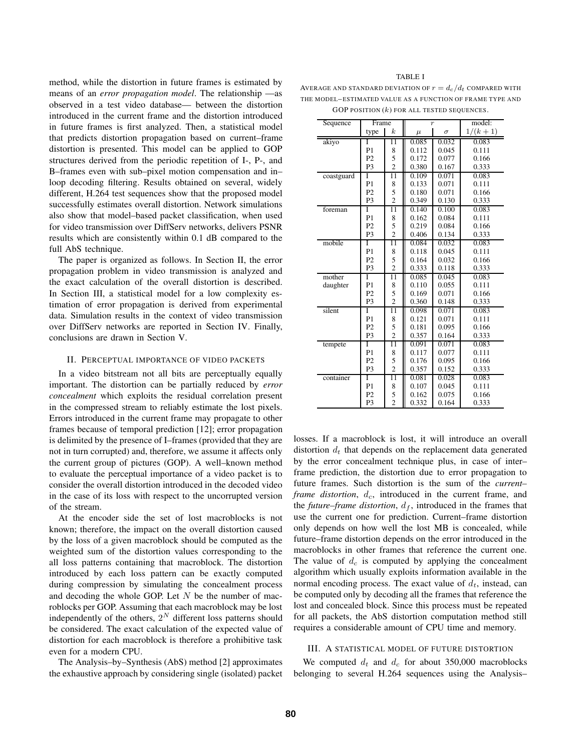method, while the distortion in future frames is estimated by means of an *error propagation model*. The relationship —as observed in a test video database— between the distortion introduced in the current frame and the distortion introduced in future frames is first analyzed. Then, a statistical model that predicts distortion propagation based on current–frame distortion is presented. This model can be applied to GOP structures derived from the periodic repetition of I-, P-, and B–frames even with sub–pixel motion compensation and in–loop decoding filtering. Results obtained on several, widely different, H.264 test sequences show that the proposed model successfully estimates overall distortion. Network simulations also show that model–based packet classification, when used for video transmission over DiffServ networks, delivers PSNR results which are consistently within 0.1 dB compared to the full AbS technique.

The paper is organized as follows. In Section II, the error propagation problem in video transmission is analyzed and the exact calculation of the overall distortion is described. In Section III, a statistical model for a low complexity estimation of error propagation is derived from experimental data. Simulation results in the context of video transmission over DiffServ networks are reported in Section IV. Finally, conclusions are drawn in Section V.

## II. Perceptual importance of video packets

In a video bitstream not all bits are perceptually equally important. The distortion can be partially reduced by *error concealment* which exploits the residual correlation present in the compressed stream to reliably estimate the lost pixels. Errors introduced in the current frame may propagate to other frames because of temporal prediction [12]; error propagation is delimited by the presence of I–frames (provided that they are not in turn corrupted) and, therefore, we assume it affects only the current group of pictures (GOP). A well–known method to evaluate the perceptual importance of a video packet is to consider the overall distortion introduced in the decoded video in the case of its loss with respect to the uncorrupted version of the stream.

At the encoder side the set of lost macroblocks is not known; therefore, the impact on the overall distortion caused by the loss of a given macroblock should be computed as the weighted sum of the distortion values corresponding to the all loss patterns containing that macroblock. The distortion introduced by each loss pattern can be exactly computed during compression by simulating the concealment process and decoding the whole GOP. Let $N$ be the number of macroblocks per GOP. Assuming that each macroblock may be lost independently of the others, $2^N$ different loss patterns should be considered. The exact calculation of the expected value of distortion for each macroblock is therefore a prohibitive task even for a modern CPU.

The Analysis–by–Synthesis (AbS) method [2] approximates the exhaustive approach by considering single (isolated) packet losses. If a macroblock is lost, it will introduce an overall distortion $d_t$ that depends on the replacement data generated by the error concealment technique plus, in case of inter–frame prediction, the distortion due to error propagation to future frames. Such distortion is the sum of the *current–frame distortion*, $d_c$, introduced in the current frame, and the *future–frame distortion*, $d_f$, introduced in the frames that use the current one for prediction. Current–frame distortion only depends on how well the lost MB is concealed, while future–frame distortion depends on the error introduced in the macroblocks in other frames that reference the current one. The value of $d_c$ is computed by applying the concealment algorithm which usually exploits information available in the normal encoding process. The exact value of $d_t$, instead, can be computed only by decoding all the frames that reference the lost and concealed block. Since this process must be repeated for all packets, the AbS distortion computation method still requires a considerable amount of CPU time and memory.

TABLE I

Average and standard deviation of $r = d_c/d_t$ compared with the model–estimated value as a function of frame type and GOP position ($k$) for all tested sequences.

| Sequence | Frame type | $k$ | $r$: $\mu$ | $r$: $\sigma$ | model: $1/(k+1)$ |
|---|---|---|---|---|---|
| akiyo | I | 11 | 0.085 | 0.032 | 0.083 |
| | P1 | 8 | 0.112 | 0.045 | 0.111 |
| | P2 | 5 | 0.172 | 0.077 | 0.166 |
| | P3 | 2 | 0.380 | 0.167 | 0.333 |
| coastguard | I | 11 | 0.109 | 0.071 | 0.083 |
| | P1 | 8 | 0.133 | 0.071 | 0.111 |
| | P2 | 5 | 0.180 | 0.071 | 0.166 |
| | P3 | 2 | 0.349 | 0.130 | 0.333 |
| foreman | I | 11 | 0.140 | 0.100 | 0.083 |
| | P1 | 8 | 0.162 | 0.084 | 0.111 |
| | P2 | 5 | 0.219 | 0.084 | 0.166 |
| | P3 | 2 | 0.406 | 0.134 | 0.333 |
| mobile | I | 11 | 0.084 | 0.032 | 0.083 |
| | P1 | 8 | 0.118 | 0.045 | 0.111 |
| | P2 | 5 | 0.164 | 0.032 | 0.166 |
| | P3 | 2 | 0.333 | 0.118 | 0.333 |
| mother daughter | I | 11 | 0.085 | 0.045 | 0.083 |
| | P1 | 8 | 0.110 | 0.055 | 0.111 |
| | P2 | 5 | 0.169 | 0.071 | 0.166 |
| | P3 | 2 | 0.360 | 0.148 | 0.333 |
| silent | I | 11 | 0.098 | 0.071 | 0.083 |
| | P1 | 8 | 0.121 | 0.071 | 0.111 |
| | P2 | 5 | 0.181 | 0.095 | 0.166 |
| | P3 | 2 | 0.357 | 0.164 | 0.333 |
| tempete | I | 11 | 0.091 | 0.071 | 0.083 |
| | P1 | 8 | 0.117 | 0.077 | 0.111 |
| | P2 | 5 | 0.176 | 0.095 | 0.166 |
| | P3 | 2 | 0.357 | 0.152 | 0.333 |
| container | I | 11 | 0.081 | 0.028 | 0.083 |
| | P1 | 8 | 0.107 | 0.045 | 0.111 |
| | P2 | 5 | 0.162 | 0.075 | 0.166 |
| | P3 | 2 | 0.332 | 0.164 | 0.333 |

## III. A statistical model of future distortion

We computed $d_t$ and $d_c$ for about 350,000 macroblocks belonging to several H.264 sequences using the Analysis–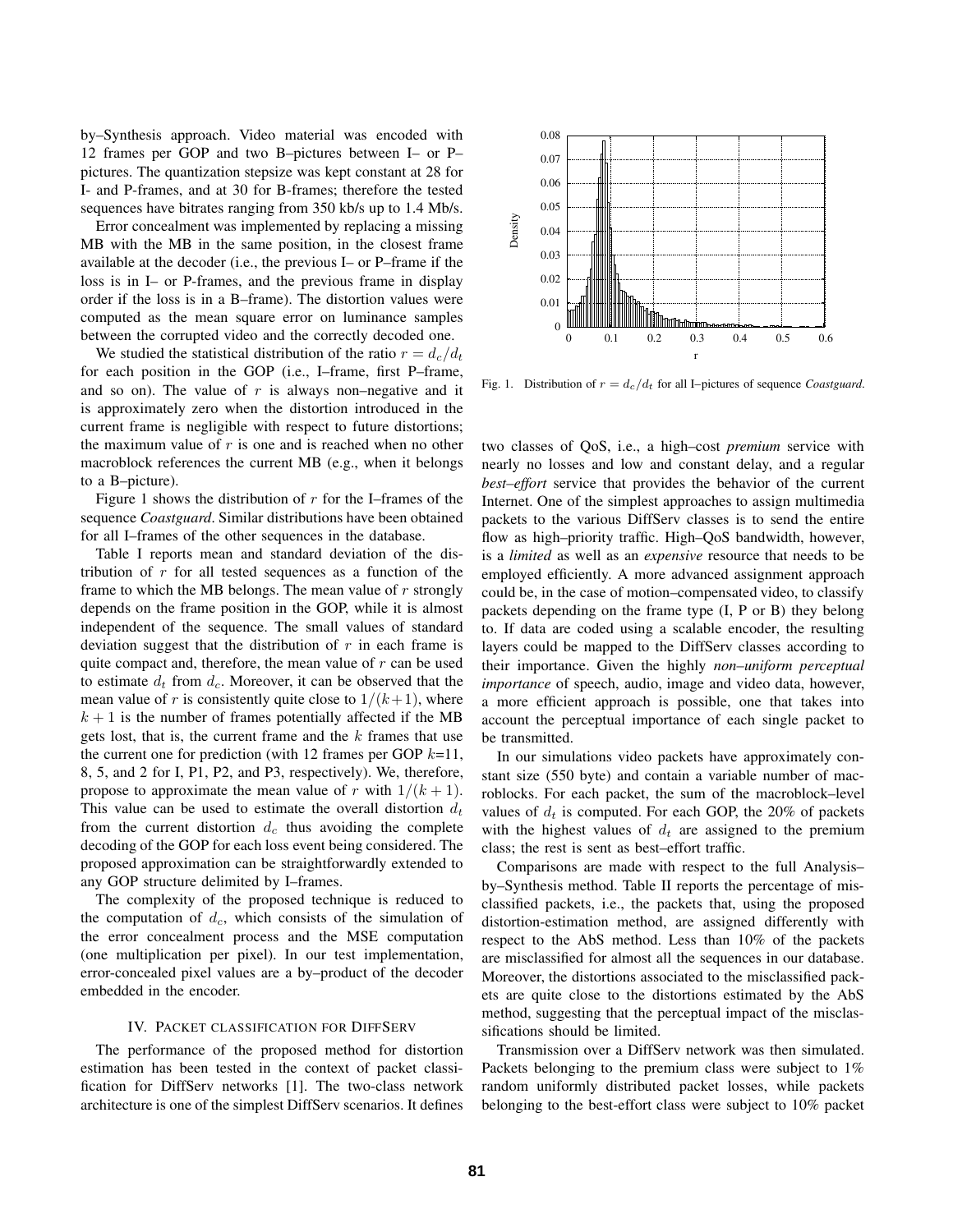by–Synthesis approach. Video material was encoded with 12 frames per GOP and two B–pictures between I– or P–pictures. The quantization stepsize was kept constant at 28 for I- and P-frames, and at 30 for B-frames; therefore the tested sequences have bitrates ranging from 350 kb/s up to 1.4 Mb/s.

Error concealment was implemented by replacing a missing MB with the MB in the same position, in the closest frame available at the decoder (i.e., the previous I– or P–frame if the loss is in I– or P-frames, and the previous frame in display order if the loss is in a B–frame). The distortion values were computed as the mean square error on luminance samples between the corrupted video and the correctly decoded one.

We studied the statistical distribution of the ratio $r = d_c/d_t$ for each position in the GOP (i.e., I–frame, first P–frame, and so on). The value of $r$ is always non–negative and it is approximately zero when the distortion introduced in the current frame is negligible with respect to future distortions; the maximum value of $r$ is one and is reached when no other macroblock references the current MB (e.g., when it belongs to a B–picture).

Figure 1 shows the distribution of $r$ for the I–frames of the sequence *Coastguard*. Similar distributions have been obtained for all I–frames of the other sequences in the database.

Fig. 1. Distribution of $r = d_c/d_t$ for all I–pictures of sequence *Coastguard*.

Table I reports mean and standard deviation of the distribution of $r$ for all tested sequences as a function of the frame to which the MB belongs. The mean value of $r$ strongly depends on the frame position in the GOP, while it is almost independent of the sequence. The small values of standard deviation suggest that the distribution of $r$ in each frame is quite compact and, therefore, the mean value of $r$ can be used to estimate $d_t$ from $d_c$. Moreover, it can be observed that the mean value of $r$ is consistently quite close to $1/(k+1)$, where $k+1$ is the number of frames potentially affected if the MB gets lost, that is, the current frame and the $k$ frames that use the current one for prediction (with 12 frames per GOP $k$=11, 8, 5, and 2 for I, P1, P2, and P3, respectively). We, therefore, propose to approximate the mean value of $r$ with $1/(k+1)$. This value can be used to estimate the overall distortion $d_t$ from the current distortion $d_c$ thus avoiding the complete decoding of the GOP for each loss event being considered. The proposed approximation can be straightforwardly extended to any GOP structure delimited by I–frames.

The complexity of the proposed technique is reduced to the computation of $d_c$, which consists of the simulation of the error concealment process and the MSE computation (one multiplication per pixel). In our test implementation, error-concealed pixel values are a by–product of the decoder embedded in the encoder.

## IV. Packet classification for DiffServ

The performance of the proposed method for distortion estimation has been tested in the context of packet classification for DiffServ networks [1]. The two-class network architecture is one of the simplest DiffServ scenarios. It defines two classes of QoS, i.e., a high–cost *premium* service with nearly no losses and low and constant delay, and a regular *best–effort* service that provides the behavior of the current Internet. One of the simplest approaches to assign multimedia packets to the various DiffServ classes is to send the entire flow as high–priority traffic. High–QoS bandwidth, however, is a *limited* as well as an *expensive* resource that needs to be employed efficiently. A more advanced assignment approach could be, in the case of motion–compensated video, to classify packets depending on the frame type (I, P or B) they belong to. If data are coded using a scalable encoder, the resulting layers could be mapped to the DiffServ classes according to their importance. Given the highly *non–uniform perceptual importance* of speech, audio, image and video data, however, a more efficient approach is possible, one that takes into account the perceptual importance of each single packet to be transmitted.

In our simulations video packets have approximately constant size (550 byte) and contain a variable number of macroblocks. For each packet, the sum of the macroblock–level values of $d_t$ is computed. For each GOP, the 20% of packets with the highest values of $d_t$ are assigned to the premium class; the rest is sent as best–effort traffic.

Comparisons are made with respect to the full Analysis–by–Synthesis method. Table II reports the percentage of misclassified packets, i.e., the packets that, using the proposed distortion-estimation method, are assigned differently with respect to the AbS method. Less than 10% of the packets are misclassified for almost all the sequences in our database. Moreover, the distortions associated to the misclassified packets are quite close to the distortions estimated by the AbS method, suggesting that the perceptual impact of the misclassifications should be limited.

Transmission over a DiffServ network was then simulated. Packets belonging to the premium class were subject to 1% random uniformly distributed packet losses, while packets belonging to the best-effort class were subject to 10% packet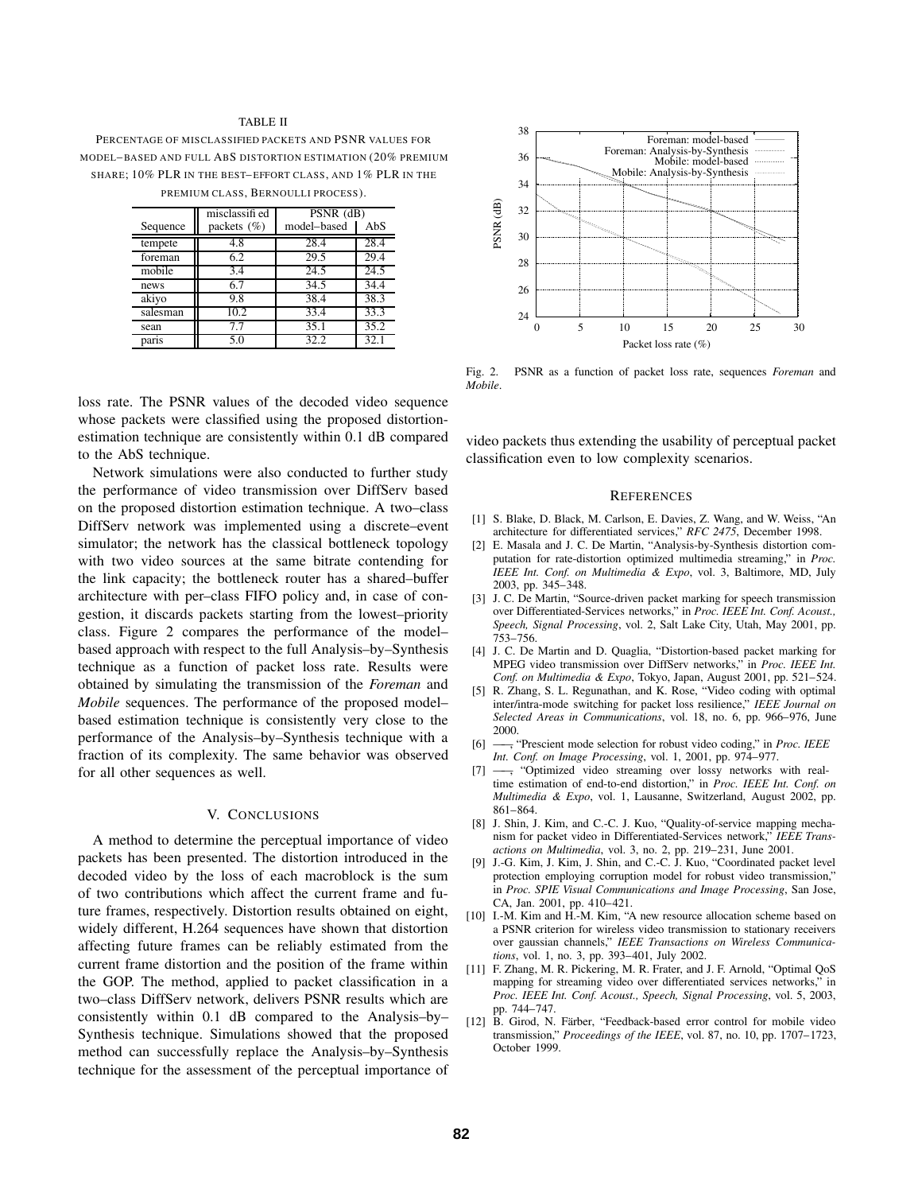TABLE II

PERCENTAGE OF MISCLASSIFIED PACKETS AND PSNR VALUES FOR MODEL–BASED AND FULL ABS DISTORTION ESTIMATION (20% PREMIUM SHARE; 10% PLR IN THE BEST–EFFORT CLASS, AND 1% PLR IN THE PREMIUM CLASS, BERNOULLI PROCESS).

| Sequence | misclassified packets (%) | PSNR (dB) model–based | AbS |
|---|---|---|---|
| tempete | 4.8 | 28.4 | 28.4 |
| foreman | 6.2 | 29.5 | 29.4 |
| mobile | 3.4 | 24.5 | 24.5 |
| news | 6.7 | 34.5 | 34.4 |
| akiyo | 9.8 | 38.4 | 38.3 |
| salesman | 10.2 | 33.4 | 33.3 |
| sean | 7.7 | 35.1 | 35.2 |
| paris | 5.0 | 32.2 | 32.1 |

loss rate. The PSNR values of the decoded video sequence whose packets were classified using the proposed distortion-estimation technique are consistently within 0.1 dB compared to the AbS technique.

Network simulations were also conducted to further study the performance of video transmission over DiffServ based on the proposed distortion estimation technique. A two–class DiffServ network was implemented using a discrete–event simulator; the network has the classical bottleneck topology with two video sources at the same bitrate contending for the link capacity; the bottleneck router has a shared–buffer architecture with per–class FIFO policy and, in case of congestion, it discards packets starting from the lowest–priority class. Figure 2 compares the performance of the model–based approach with respect to the full Analysis–by–Synthesis technique as a function of packet loss rate. Results were obtained by simulating the transmission of the *Foreman* and *Mobile* sequences. The performance of the proposed model–based estimation technique is consistently very close to the performance of the Analysis–by–Synthesis technique with a fraction of its complexity. The same behavior was observed for all other sequences as well.

Foreman: model-based
Foreman: Analysis-by-Synthesis
Mobile: model-based
Mobile: Analysis-by-Synthesis
PSNR (dB)
38
36
34
32
30
28
26
24
0 5 10 15 20 25 30
Packet loss rate (%)

Fig. 2. PSNR as a function of packet loss rate, sequences *Foreman* and *Mobile*.

## V. CONCLUSIONS

A method to determine the perceptual importance of video packets has been presented. The distortion introduced in the decoded video by the loss of each macroblock is the sum of two contributions which affect the current frame and future frames, respectively. Distortion results obtained on eight, widely different, H.264 sequences have shown that distortion affecting future frames can be reliably estimated from the current frame distortion and the position of the frame within the GOP. The method, applied to packet classification in a two–class DiffServ network, delivers PSNR results which are consistently within 0.1 dB compared to the Analysis–by–Synthesis technique. Simulations showed that the proposed method can successfully replace the Analysis–by–Synthesis technique for the assessment of the perceptual importance of video packets thus extending the usability of perceptual packet classification even to low complexity scenarios.

## REFERENCES

[1] S. Blake, D. Black, M. Carlson, E. Davies, Z. Wang, and W. Weiss, "An architecture for differentiated services," *RFC 2475*, December 1998.

[2] E. Masala and J. C. De Martin, "Analysis-by-Synthesis distortion computation for rate-distortion optimized multimedia streaming," in *Proc. IEEE Int. Conf. on Multimedia & Expo*, vol. 3, Baltimore, MD, July 2003, pp. 345–348.

[3] J. C. De Martin, "Source-driven packet marking for speech transmission over Differentiated-Services networks," in *Proc. IEEE Int. Conf. Acoust., Speech, Signal Processing*, vol. 2, Salt Lake City, Utah, May 2001, pp. 753–756.

[4] J. C. De Martin and D. Quaglia, "Distortion-based packet marking for MPEG video transmission over DiffServ networks," in *Proc. IEEE Int. Conf. on Multimedia & Expo*, Tokyo, Japan, August 2001, pp. 521–524.

[5] R. Zhang, S. L. Regunathan, and K. Rose, "Video coding with optimal inter/intra-mode switching for packet loss resilience," *IEEE Journal on Selected Areas in Communications*, vol. 18, no. 6, pp. 966–976, June 2000.

[6] ——, "Prescient mode selection for robust video coding," in *Proc. IEEE Int. Conf. on Image Processing*, vol. 1, 2001, pp. 974–977.

[7] ——, "Optimized video streaming over lossy networks with real-time estimation of end-to-end distortion," in *Proc. IEEE Int. Conf. on Multimedia & Expo*, vol. 1, Lausanne, Switzerland, August 2002, pp. 861–864.

[8] J. Shin, J. Kim, and C.-C. J. Kuo, "Quality-of-service mapping mechanism for packet video in Differentiated-Services network," *IEEE Transactions on Multimedia*, vol. 3, no. 2, pp. 219–231, June 2001.

[9] J.-G. Kim, J. Kim, J. Shin, and C.-C. J. Kuo, "Coordinated packet level protection employing corruption model for robust video transmission," in *Proc. SPIE Visual Communications and Image Processing*, San Jose, CA, Jan. 2001, pp. 410–421.

[10] I.-M. Kim and H.-M. Kim, "A new resource allocation scheme based on a PSNR criterion for wireless video transmission to stationary receivers over gaussian channels," *IEEE Transactions on Wireless Communications*, vol. 1, no. 3, pp. 393–401, July 2002.

[11] F. Zhang, M. R. Pickering, M. R. Frater, and J. F. Arnold, "Optimal QoS mapping for streaming video over differentiated services networks," in *Proc. IEEE Int. Conf. Acoust., Speech, Signal Processing*, vol. 5, 2003, pp. 744–747.

[12] B. Girod, N. Färber, "Feedback-based error control for mobile video transmission," *Proceedings of the IEEE*, vol. 87, no. 10, pp. 1707–1723, October 1999.